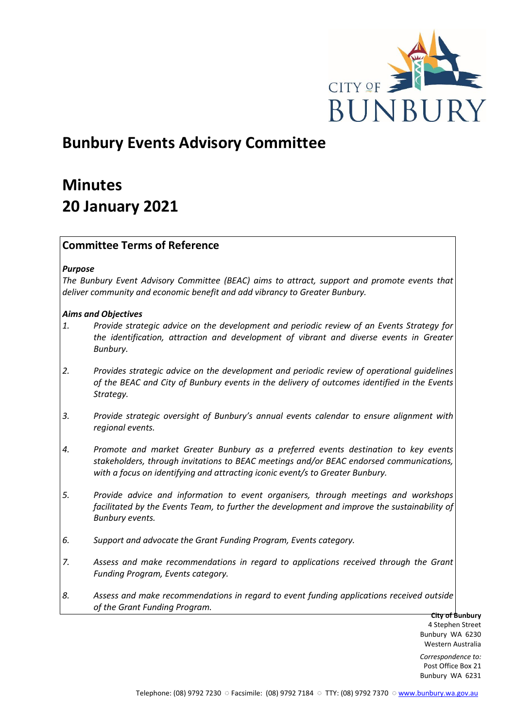# Bunbury Events Advisory Committee

# Minutes
# 20 January 2021

## Committee Terms of Reference

***Purpose***

*The Bunbury Event Advisory Committee (BEAC) aims to attract, support and promote events that deliver community and economic benefit and add vibrancy to Greater Bunbury.*

***Aims and Objectives***

1. *Provide strategic advice on the development and periodic review of an Events Strategy for the identification, attraction and development of vibrant and diverse events in Greater Bunbury.*

2. *Provides strategic advice on the development and periodic review of operational guidelines of the BEAC and City of Bunbury events in the delivery of outcomes identified in the Events Strategy.*

3. *Provide strategic oversight of Bunbury's annual events calendar to ensure alignment with regional events.*

4. *Promote and market Greater Bunbury as a preferred events destination to key events stakeholders, through invitations to BEAC meetings and/or BEAC endorsed communications, with a focus on identifying and attracting iconic event/s to Greater Bunbury.*

5. *Provide advice and information to event organisers, through meetings and workshops facilitated by the Events Team, to further the development and improve the sustainability of Bunbury events.*

6. *Support and advocate the Grant Funding Program, Events category.*

7. *Assess and make recommendations in regard to applications received through the Grant Funding Program, Events category.*

8. *Assess and make recommendations in regard to event funding applications received outside of the Grant Funding Program.*

**City of Bunbury**
4 Stephen Street
Bunbury WA 6230
Western Australia

*Correspondence to:*
Post Office Box 21
Bunbury WA 6231

Telephone: (08) 9792 7230 ○ Facsimile: (08) 9792 7184 ○ TTY: (08) 9792 7370 ○ www.bunbury.wa.gov.au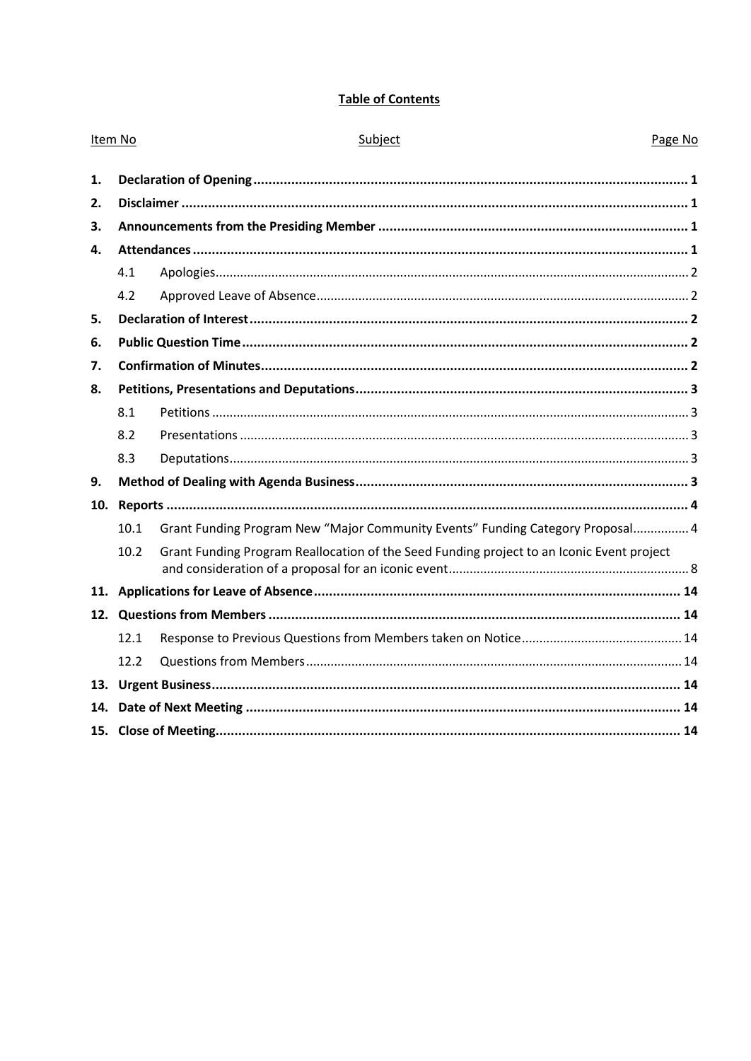## Table of Contents

| Item No | | Subject | Page No |
|---|---|---|---|
| **1.** | | **Declaration of Opening** | **1** |
| **2.** | | **Disclaimer** | **1** |
| **3.** | | **Announcements from the Presiding Member** | **1** |
| **4.** | | **Attendances** | **1** |
| | 4.1 | Apologies | 2 |
| | 4.2 | Approved Leave of Absence | 2 |
| **5.** | | **Declaration of Interest** | **2** |
| **6.** | | **Public Question Time** | **2** |
| **7.** | | **Confirmation of Minutes** | **2** |
| **8.** | | **Petitions, Presentations and Deputations** | **3** |
| | 8.1 | Petitions | 3 |
| | 8.2 | Presentations | 3 |
| | 8.3 | Deputations | 3 |
| **9.** | | **Method of Dealing with Agenda Business** | **3** |
| **10.** | | **Reports** | **4** |
| | 10.1 | Grant Funding Program New “Major Community Events” Funding Category Proposal | 4 |
| | 10.2 | Grant Funding Program Reallocation of the Seed Funding project to an Iconic Event project and consideration of a proposal for an iconic event | 8 |
| **11.** | | **Applications for Leave of Absence** | **14** |
| **12.** | | **Questions from Members** | **14** |
| | 12.1 | Response to Previous Questions from Members taken on Notice | 14 |
| | 12.2 | Questions from Members | 14 |
| **13.** | | **Urgent Business** | **14** |
| **14.** | | **Date of Next Meeting** | **14** |
| **15.** | | **Close of Meeting** | **14** |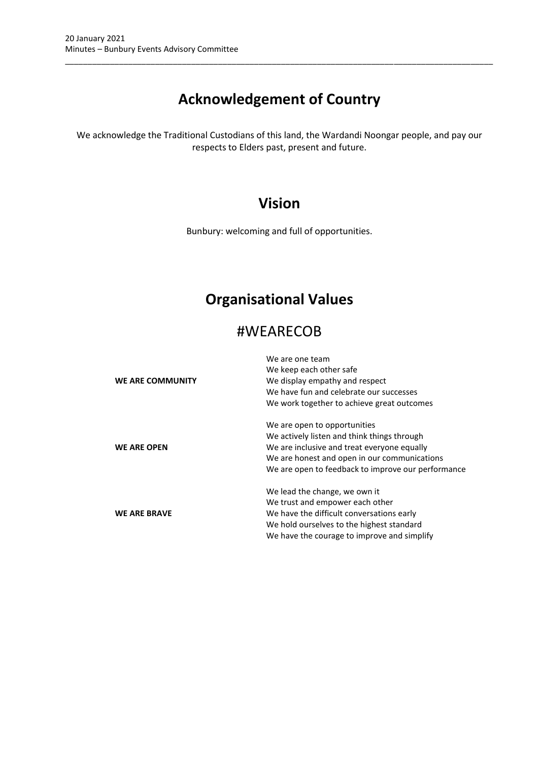# Acknowledgement of Country

We acknowledge the Traditional Custodians of this land, the Wardandi Noongar people, and pay our respects to Elders past, present and future.

# Vision

Bunbury: welcoming and full of opportunities.

# Organisational Values

## #WEARECOB

| | |
|---|---|
| **WE ARE COMMUNITY** | We are one team<br>We keep each other safe<br>We display empathy and respect<br>We have fun and celebrate our successes<br>We work together to achieve great outcomes |
| **WE ARE OPEN** | We are open to opportunities<br>We actively listen and think things through<br>We are inclusive and treat everyone equally<br>We are honest and open in our communications<br>We are open to feedback to improve our performance |
| **WE ARE BRAVE** | We lead the change, we own it<br>We trust and empower each other<br>We have the difficult conversations early<br>We hold ourselves to the highest standard<br>We have the courage to improve and simplify |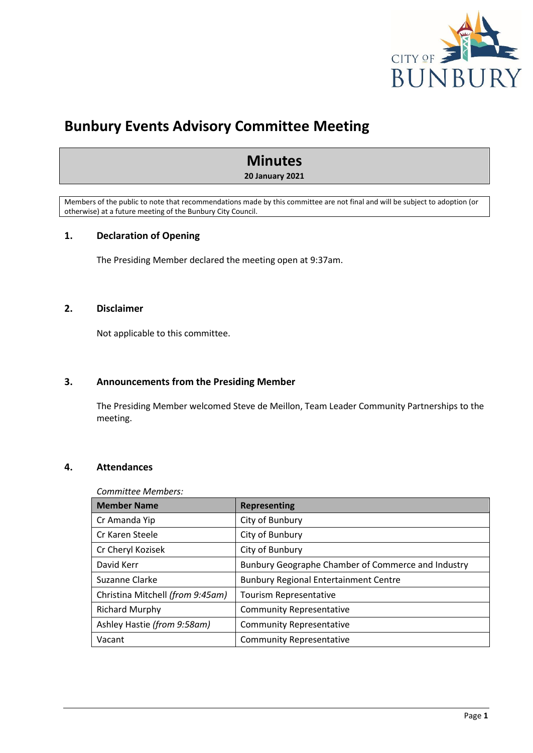# Bunbury Events Advisory Committee Meeting

## Minutes

**20 January 2021**

Members of the public to note that recommendations made by this committee are not final and will be subject to adoption (or otherwise) at a future meeting of the Bunbury City Council.

### 1. Declaration of Opening

The Presiding Member declared the meeting open at 9:37am.

### 2. Disclaimer

Not applicable to this committee.

### 3. Announcements from the Presiding Member

The Presiding Member welcomed Steve de Meillon, Team Leader Community Partnerships to the meeting.

### 4. Attendances

*Committee Members:*

| Member Name | Representing |
|---|---|
| Cr Amanda Yip | City of Bunbury |
| Cr Karen Steele | City of Bunbury |
| Cr Cheryl Kozisek | City of Bunbury |
| David Kerr | Bunbury Geographe Chamber of Commerce and Industry |
| Suzanne Clarke | Bunbury Regional Entertainment Centre |
| Christina Mitchell *(from 9:45am)* | Tourism Representative |
| Richard Murphy | Community Representative |
| Ashley Hastie *(from 9:58am)* | Community Representative |
| Vacant | Community Representative |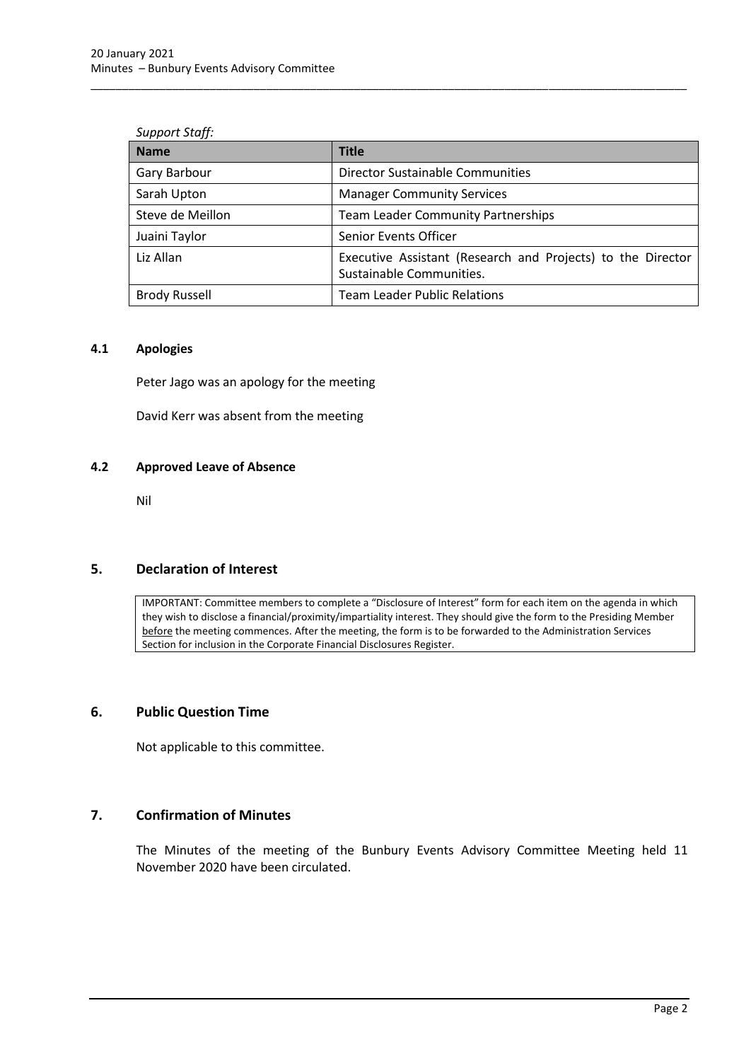*Support Staff:*

| Name | Title |
|---|---|
| Gary Barbour | Director Sustainable Communities |
| Sarah Upton | Manager Community Services |
| Steve de Meillon | Team Leader Community Partnerships |
| Juaini Taylor | Senior Events Officer |
| Liz Allan | Executive Assistant (Research and Projects) to the Director Sustainable Communities. |
| Brody Russell | Team Leader Public Relations |

### 4.1 Apologies

Peter Jago was an apology for the meeting

David Kerr was absent from the meeting

### 4.2 Approved Leave of Absence

Nil

## 5. Declaration of Interest

IMPORTANT: Committee members to complete a "Disclosure of Interest" form for each item on the agenda in which they wish to disclose a financial/proximity/impartiality interest. They should give the form to the Presiding Member before the meeting commences. After the meeting, the form is to be forwarded to the Administration Services Section for inclusion in the Corporate Financial Disclosures Register.

## 6. Public Question Time

Not applicable to this committee.

## 7. Confirmation of Minutes

The Minutes of the meeting of the Bunbury Events Advisory Committee Meeting held 11 November 2020 have been circulated.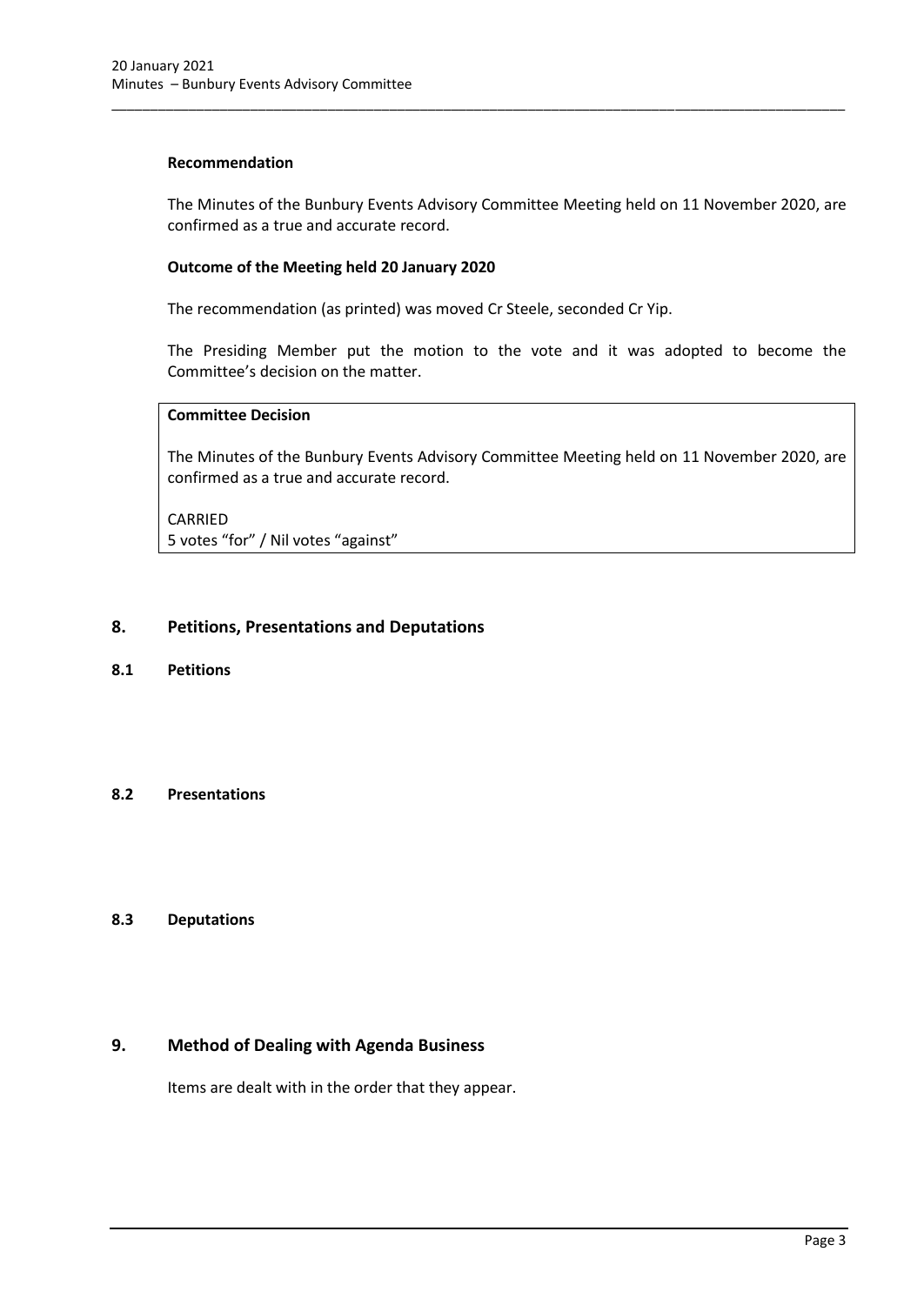**Recommendation**

The Minutes of the Bunbury Events Advisory Committee Meeting held on 11 November 2020, are confirmed as a true and accurate record.

**Outcome of the Meeting held 20 January 2020**

The recommendation (as printed) was moved Cr Steele, seconded Cr Yip.

The Presiding Member put the motion to the vote and it was adopted to become the Committee's decision on the matter.

**Committee Decision**

The Minutes of the Bunbury Events Advisory Committee Meeting held on 11 November 2020, are confirmed as a true and accurate record.

CARRIED
5 votes "for" / Nil votes "against"

## 8. Petitions, Presentations and Deputations

### 8.1 Petitions

### 8.2 Presentations

### 8.3 Deputations

## 9. Method of Dealing with Agenda Business

Items are dealt with in the order that they appear.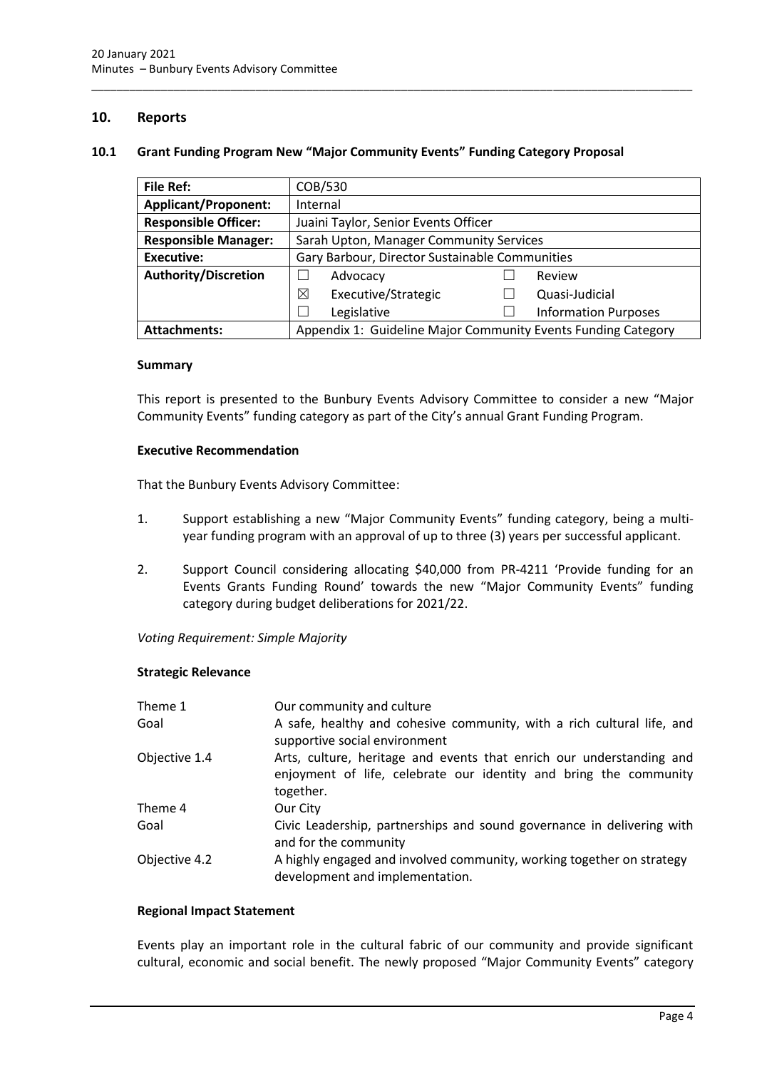## 10. Reports

### 10.1 Grant Funding Program New "Major Community Events" Funding Category Proposal

| | | | |
|---|---|---|---|
| **File Ref:** | COB/530 | | |
| **Applicant/Proponent:** | Internal | | |
| **Responsible Officer:** | Juaini Taylor, Senior Events Officer | | |
| **Responsible Manager:** | Sarah Upton, Manager Community Services | | |
| **Executive:** | Gary Barbour, Director Sustainable Communities | | |
| **Authority/Discretion** | ☐ Advocacy | ☐ Review | |
| | ☒ Executive/Strategic | ☐ Quasi-Judicial | |
| | ☐ Legislative | ☐ Information Purposes | |
| **Attachments:** | Appendix 1: Guideline Major Community Events Funding Category | | |

#### Summary

This report is presented to the Bunbury Events Advisory Committee to consider a new "Major Community Events" funding category as part of the City's annual Grant Funding Program.

#### Executive Recommendation

That the Bunbury Events Advisory Committee:

1. Support establishing a new "Major Community Events" funding category, being a multi-year funding program with an approval of up to three (3) years per successful applicant.
2. Support Council considering allocating $40,000 from PR-4211 'Provide funding for an Events Grants Funding Round' towards the new "Major Community Events" funding category during budget deliberations for 2021/22.

*Voting Requirement: Simple Majority*

#### Strategic Relevance

| | |
|---|---|
| Theme 1 | Our community and culture |
| Goal | A safe, healthy and cohesive community, with a rich cultural life, and supportive social environment |
| Objective 1.4 | Arts, culture, heritage and events that enrich our understanding and enjoyment of life, celebrate our identity and bring the community together. |
| Theme 4 | Our City |
| Goal | Civic Leadership, partnerships and sound governance in delivering with and for the community |
| Objective 4.2 | A highly engaged and involved community, working together on strategy development and implementation. |

#### Regional Impact Statement

Events play an important role in the cultural fabric of our community and provide significant cultural, economic and social benefit. The newly proposed "Major Community Events" category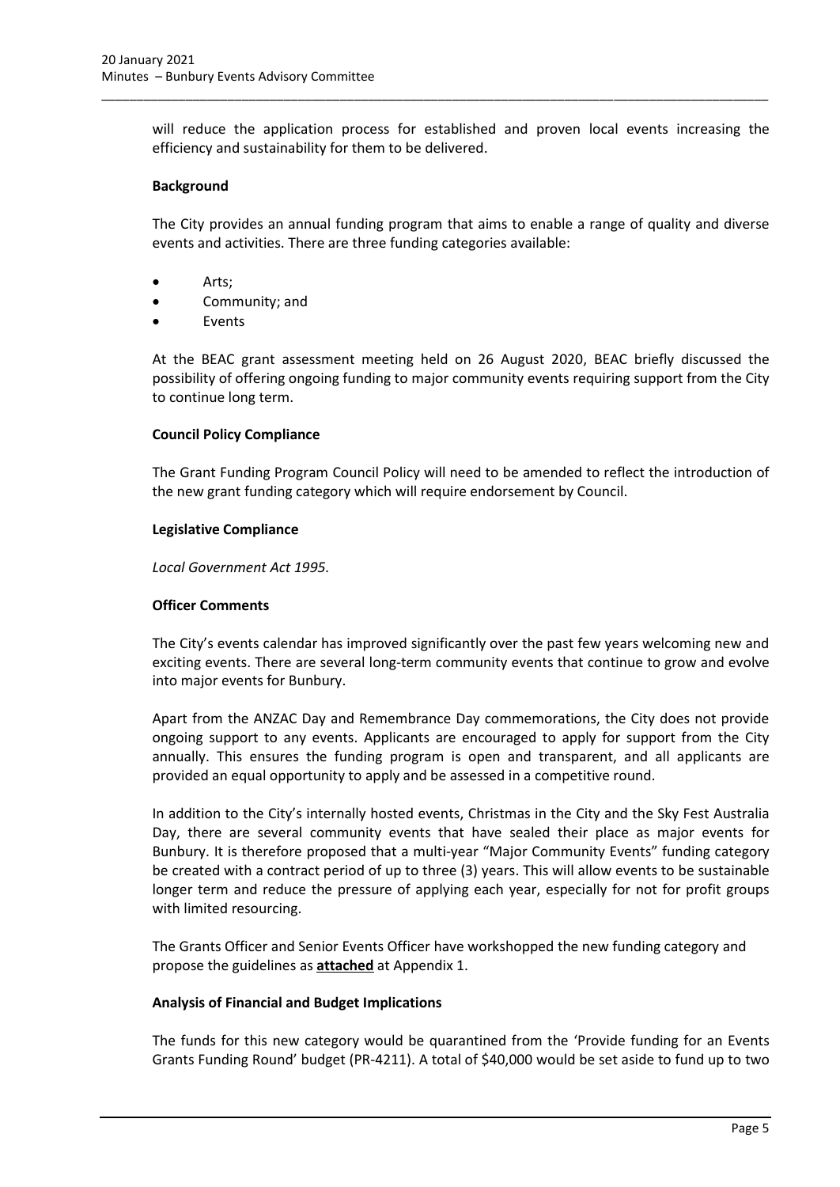will reduce the application process for established and proven local events increasing the efficiency and sustainability for them to be delivered.

**Background**

The City provides an annual funding program that aims to enable a range of quality and diverse events and activities. There are three funding categories available:

- Arts;
- Community; and
- Events

At the BEAC grant assessment meeting held on 26 August 2020, BEAC briefly discussed the possibility of offering ongoing funding to major community events requiring support from the City to continue long term.

**Council Policy Compliance**

The Grant Funding Program Council Policy will need to be amended to reflect the introduction of the new grant funding category which will require endorsement by Council.

**Legislative Compliance**

*Local Government Act 1995.*

**Officer Comments**

The City's events calendar has improved significantly over the past few years welcoming new and exciting events. There are several long-term community events that continue to grow and evolve into major events for Bunbury.

Apart from the ANZAC Day and Remembrance Day commemorations, the City does not provide ongoing support to any events. Applicants are encouraged to apply for support from the City annually. This ensures the funding program is open and transparent, and all applicants are provided an equal opportunity to apply and be assessed in a competitive round.

In addition to the City's internally hosted events, Christmas in the City and the Sky Fest Australia Day, there are several community events that have sealed their place as major events for Bunbury. It is therefore proposed that a multi-year "Major Community Events" funding category be created with a contract period of up to three (3) years. This will allow events to be sustainable longer term and reduce the pressure of applying each year, especially for not for profit groups with limited resourcing.

The Grants Officer and Senior Events Officer have workshopped the new funding category and propose the guidelines as **attached** at Appendix 1.

**Analysis of Financial and Budget Implications**

The funds for this new category would be quarantined from the 'Provide funding for an Events Grants Funding Round' budget (PR-4211). A total of $40,000 would be set aside to fund up to two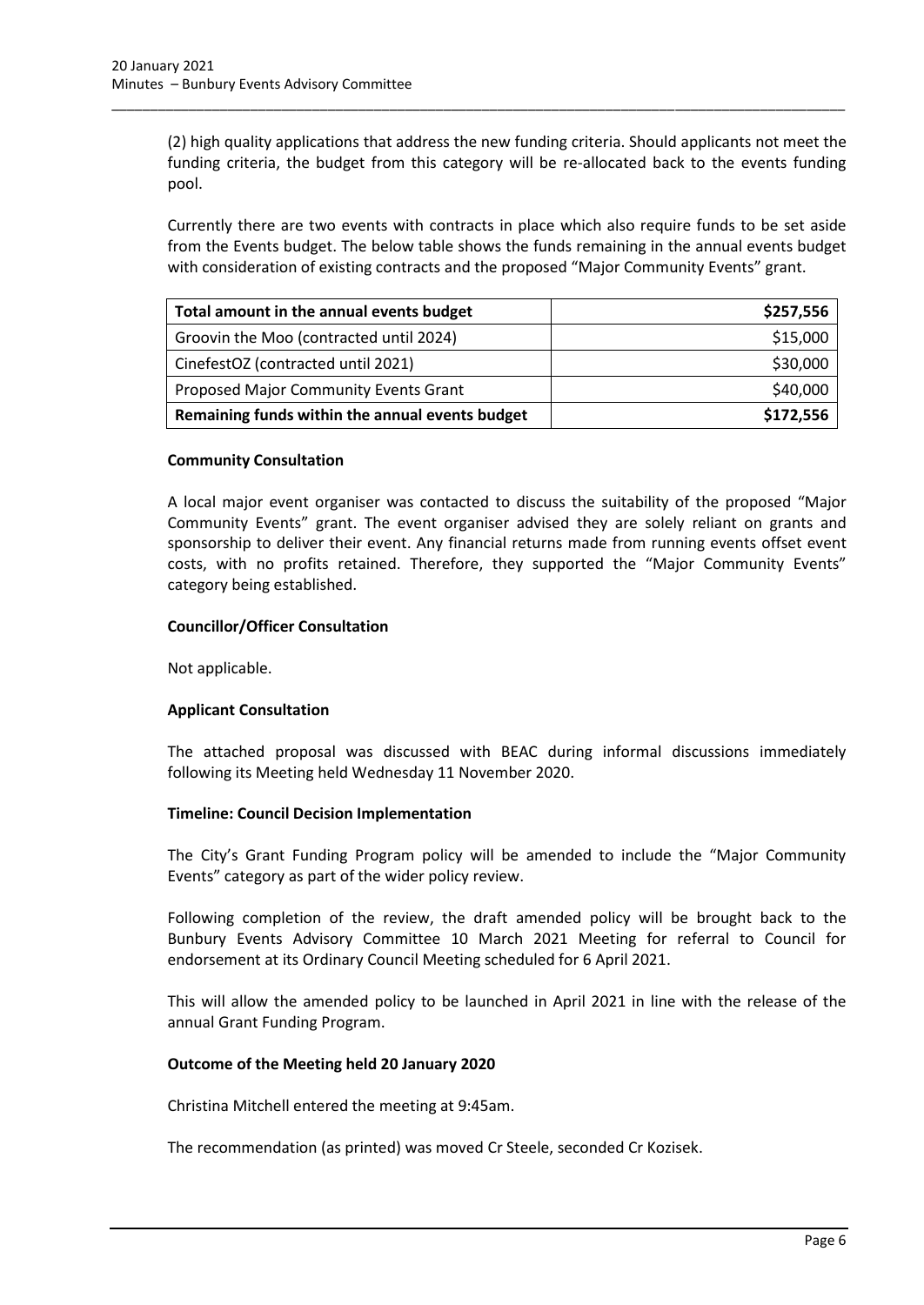(2) high quality applications that address the new funding criteria. Should applicants not meet the funding criteria, the budget from this category will be re-allocated back to the events funding pool.

Currently there are two events with contracts in place which also require funds to be set aside from the Events budget. The below table shows the funds remaining in the annual events budget with consideration of existing contracts and the proposed "Major Community Events" grant.

| **Total amount in the annual events budget** | **\$257,556** |
|---|---|
| Groovin the Moo (contracted until 2024) | \$15,000 |
| CinefestOZ (contracted until 2021) | \$30,000 |
| Proposed Major Community Events Grant | \$40,000 |
| **Remaining funds within the annual events budget** | **\$172,556** |

**Community Consultation**

A local major event organiser was contacted to discuss the suitability of the proposed "Major Community Events" grant. The event organiser advised they are solely reliant on grants and sponsorship to deliver their event. Any financial returns made from running events offset event costs, with no profits retained. Therefore, they supported the "Major Community Events" category being established.

**Councillor/Officer Consultation**

Not applicable.

**Applicant Consultation**

The attached proposal was discussed with BEAC during informal discussions immediately following its Meeting held Wednesday 11 November 2020.

**Timeline: Council Decision Implementation**

The City's Grant Funding Program policy will be amended to include the "Major Community Events" category as part of the wider policy review.

Following completion of the review, the draft amended policy will be brought back to the Bunbury Events Advisory Committee 10 March 2021 Meeting for referral to Council for endorsement at its Ordinary Council Meeting scheduled for 6 April 2021.

This will allow the amended policy to be launched in April 2021 in line with the release of the annual Grant Funding Program.

**Outcome of the Meeting held 20 January 2020**

Christina Mitchell entered the meeting at 9:45am.

The recommendation (as printed) was moved Cr Steele, seconded Cr Kozisek.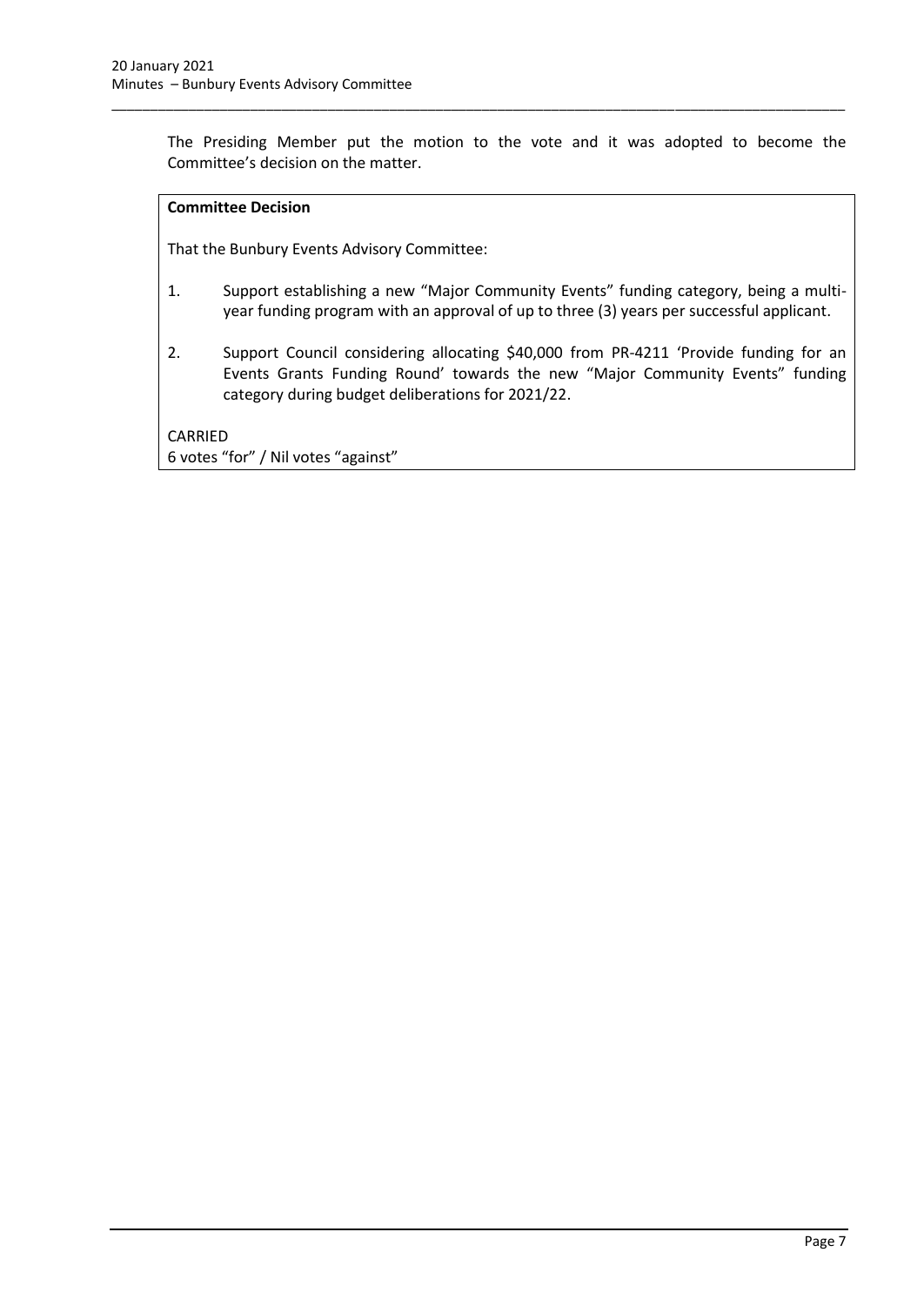The Presiding Member put the motion to the vote and it was adopted to become the Committee's decision on the matter.

**Committee Decision**

That the Bunbury Events Advisory Committee:

1. Support establishing a new "Major Community Events" funding category, being a multi-year funding program with an approval of up to three (3) years per successful applicant.

2. Support Council considering allocating $40,000 from PR-4211 'Provide funding for an Events Grants Funding Round' towards the new "Major Community Events" funding category during budget deliberations for 2021/22.

CARRIED
6 votes "for" / Nil votes "against"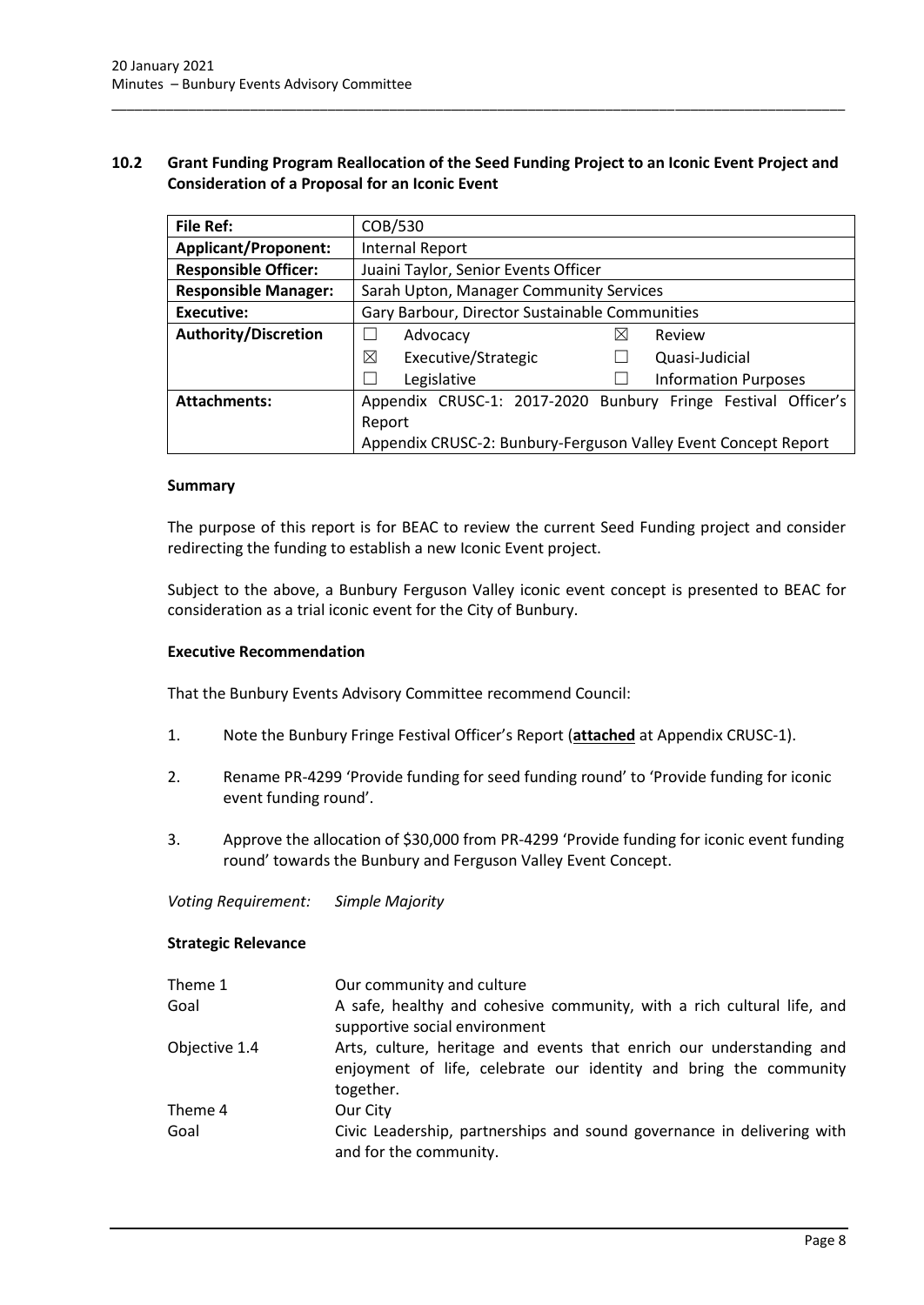## 10.2 Grant Funding Program Reallocation of the Seed Funding Project to an Iconic Event Project and Consideration of a Proposal for an Iconic Event

| **File Ref:** | COB/530 | | | |
|---|---|---|---|---|
| **Applicant/Proponent:** | Internal Report | | | |
| **Responsible Officer:** | Juaini Taylor, Senior Events Officer | | | |
| **Responsible Manager:** | Sarah Upton, Manager Community Services | | | |
| **Executive:** | Gary Barbour, Director Sustainable Communities | | | |
| **Authority/Discretion** | ☐ | Advocacy | ☒ | Review |
| | ☒ | Executive/Strategic | ☐ | Quasi-Judicial |
| | ☐ | Legislative | ☐ | Information Purposes |
| **Attachments:** | Appendix CRUSC-1: 2017-2020 Bunbury Fringe Festival Officer's Report<br>Appendix CRUSC-2: Bunbury-Ferguson Valley Event Concept Report | | | |

### Summary

The purpose of this report is for BEAC to review the current Seed Funding project and consider redirecting the funding to establish a new Iconic Event project.

Subject to the above, a Bunbury Ferguson Valley iconic event concept is presented to BEAC for consideration as a trial iconic event for the City of Bunbury.

### Executive Recommendation

That the Bunbury Events Advisory Committee recommend Council:

1. Note the Bunbury Fringe Festival Officer's Report (**attached** at Appendix CRUSC-1).
2. Rename PR-4299 'Provide funding for seed funding round' to 'Provide funding for iconic event funding round'.
3. Approve the allocation of $30,000 from PR-4299 'Provide funding for iconic event funding round' towards the Bunbury and Ferguson Valley Event Concept.

*Voting Requirement: Simple Majority*

### Strategic Relevance

| | |
|---|---|
| Theme 1 | Our community and culture |
| Goal | A safe, healthy and cohesive community, with a rich cultural life, and supportive social environment |
| Objective 1.4 | Arts, culture, heritage and events that enrich our understanding and enjoyment of life, celebrate our identity and bring the community together. |
| Theme 4 | Our City |
| Goal | Civic Leadership, partnerships and sound governance in delivering with and for the community. |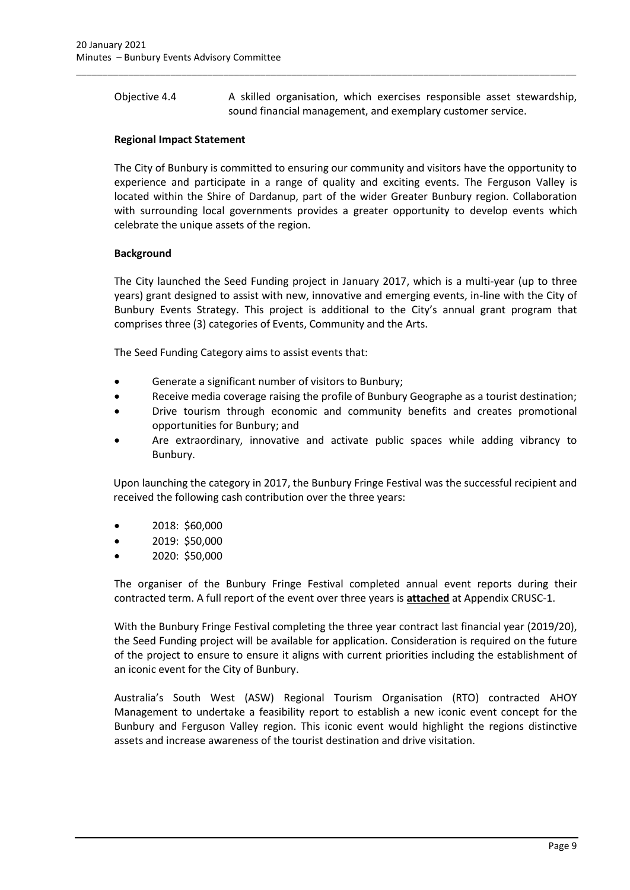Objective 4.4 A skilled organisation, which exercises responsible asset stewardship, sound financial management, and exemplary customer service.

**Regional Impact Statement**

The City of Bunbury is committed to ensuring our community and visitors have the opportunity to experience and participate in a range of quality and exciting events. The Ferguson Valley is located within the Shire of Dardanup, part of the wider Greater Bunbury region. Collaboration with surrounding local governments provides a greater opportunity to develop events which celebrate the unique assets of the region.

**Background**

The City launched the Seed Funding project in January 2017, which is a multi-year (up to three years) grant designed to assist with new, innovative and emerging events, in-line with the City of Bunbury Events Strategy. This project is additional to the City's annual grant program that comprises three (3) categories of Events, Community and the Arts.

The Seed Funding Category aims to assist events that:

- Generate a significant number of visitors to Bunbury;
- Receive media coverage raising the profile of Bunbury Geographe as a tourist destination;
- Drive tourism through economic and community benefits and creates promotional opportunities for Bunbury; and
- Are extraordinary, innovative and activate public spaces while adding vibrancy to Bunbury.

Upon launching the category in 2017, the Bunbury Fringe Festival was the successful recipient and received the following cash contribution over the three years:

- 2018: $60,000
- 2019: $50,000
- 2020: $50,000

The organiser of the Bunbury Fringe Festival completed annual event reports during their contracted term. A full report of the event over three years is **attached** at Appendix CRUSC-1.

With the Bunbury Fringe Festival completing the three year contract last financial year (2019/20), the Seed Funding project will be available for application. Consideration is required on the future of the project to ensure to ensure it aligns with current priorities including the establishment of an iconic event for the City of Bunbury.

Australia's South West (ASW) Regional Tourism Organisation (RTO) contracted AHOY Management to undertake a feasibility report to establish a new iconic event concept for the Bunbury and Ferguson Valley region. This iconic event would highlight the regions distinctive assets and increase awareness of the tourist destination and drive visitation.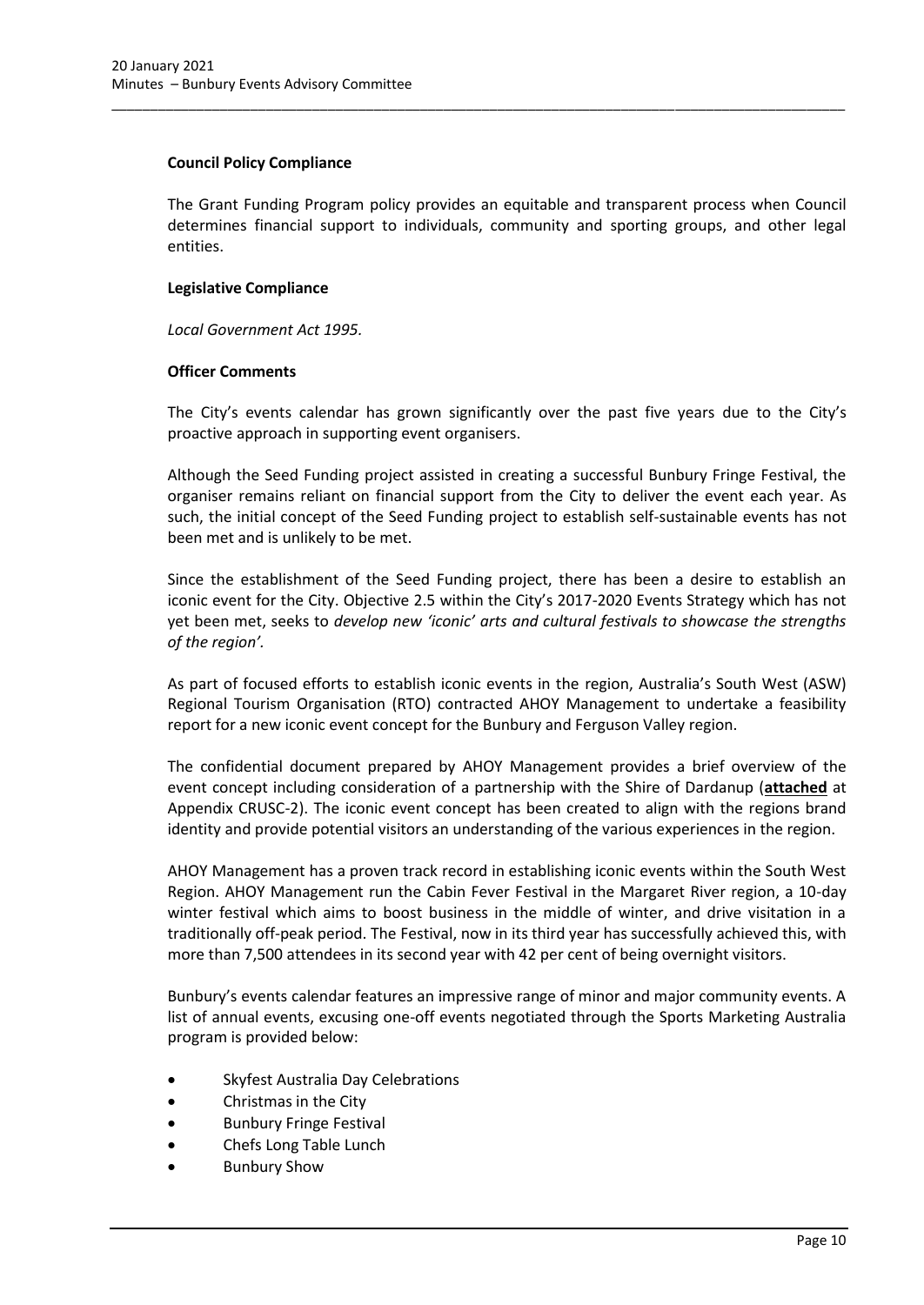**Council Policy Compliance**

The Grant Funding Program policy provides an equitable and transparent process when Council determines financial support to individuals, community and sporting groups, and other legal entities.

**Legislative Compliance**

*Local Government Act 1995.*

**Officer Comments**

The City's events calendar has grown significantly over the past five years due to the City's proactive approach in supporting event organisers.

Although the Seed Funding project assisted in creating a successful Bunbury Fringe Festival, the organiser remains reliant on financial support from the City to deliver the event each year. As such, the initial concept of the Seed Funding project to establish self-sustainable events has not been met and is unlikely to be met.

Since the establishment of the Seed Funding project, there has been a desire to establish an iconic event for the City. Objective 2.5 within the City's 2017-2020 Events Strategy which has not yet been met, seeks to *develop new 'iconic' arts and cultural festivals to showcase the strengths of the region'.*

As part of focused efforts to establish iconic events in the region, Australia's South West (ASW) Regional Tourism Organisation (RTO) contracted AHOY Management to undertake a feasibility report for a new iconic event concept for the Bunbury and Ferguson Valley region.

The confidential document prepared by AHOY Management provides a brief overview of the event concept including consideration of a partnership with the Shire of Dardanup (**attached** at Appendix CRUSC-2). The iconic event concept has been created to align with the regions brand identity and provide potential visitors an understanding of the various experiences in the region.

AHOY Management has a proven track record in establishing iconic events within the South West Region. AHOY Management run the Cabin Fever Festival in the Margaret River region, a 10-day winter festival which aims to boost business in the middle of winter, and drive visitation in a traditionally off-peak period. The Festival, now in its third year has successfully achieved this, with more than 7,500 attendees in its second year with 42 per cent of being overnight visitors.

Bunbury's events calendar features an impressive range of minor and major community events. A list of annual events, excusing one-off events negotiated through the Sports Marketing Australia program is provided below:

- Skyfest Australia Day Celebrations
- Christmas in the City
- Bunbury Fringe Festival
- Chefs Long Table Lunch
- Bunbury Show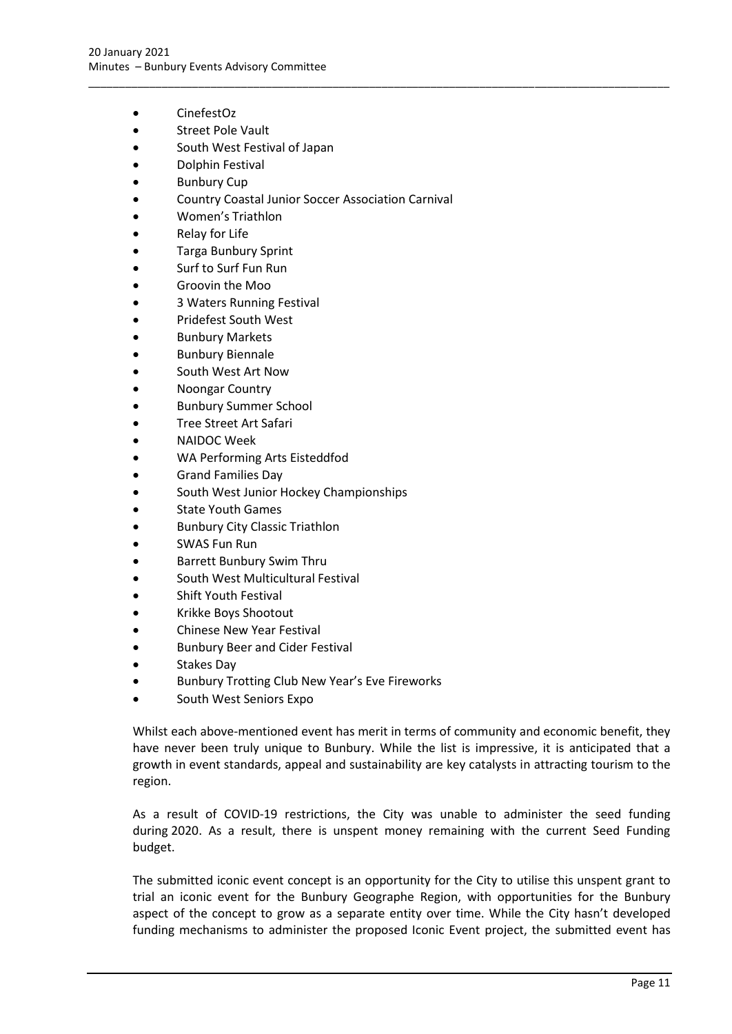- CinefestOz
- Street Pole Vault
- South West Festival of Japan
- Dolphin Festival
- Bunbury Cup
- Country Coastal Junior Soccer Association Carnival
- Women's Triathlon
- Relay for Life
- Targa Bunbury Sprint
- Surf to Surf Fun Run
- Groovin the Moo
- 3 Waters Running Festival
- Pridefest South West
- Bunbury Markets
- Bunbury Biennale
- South West Art Now
- Noongar Country
- Bunbury Summer School
- Tree Street Art Safari
- NAIDOC Week
- WA Performing Arts Eisteddfod
- Grand Families Day
- South West Junior Hockey Championships
- State Youth Games
- Bunbury City Classic Triathlon
- SWAS Fun Run
- Barrett Bunbury Swim Thru
- South West Multicultural Festival
- Shift Youth Festival
- Krikke Boys Shootout
- Chinese New Year Festival
- Bunbury Beer and Cider Festival
- Stakes Day
- Bunbury Trotting Club New Year's Eve Fireworks
- South West Seniors Expo

Whilst each above-mentioned event has merit in terms of community and economic benefit, they have never been truly unique to Bunbury. While the list is impressive, it is anticipated that a growth in event standards, appeal and sustainability are key catalysts in attracting tourism to the region.

As a result of COVID-19 restrictions, the City was unable to administer the seed funding during 2020. As a result, there is unspent money remaining with the current Seed Funding budget.

The submitted iconic event concept is an opportunity for the City to utilise this unspent grant to trial an iconic event for the Bunbury Geographe Region, with opportunities for the Bunbury aspect of the concept to grow as a separate entity over time. While the City hasn't developed funding mechanisms to administer the proposed Iconic Event project, the submitted event has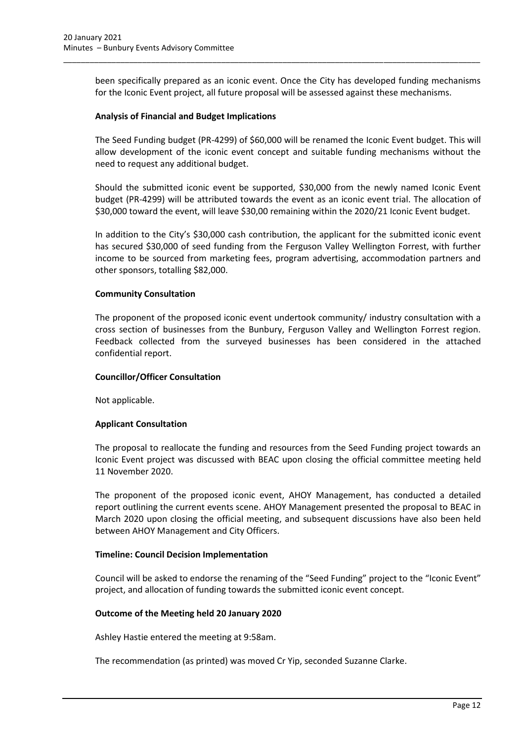been specifically prepared as an iconic event. Once the City has developed funding mechanisms for the Iconic Event project, all future proposal will be assessed against these mechanisms.

**Analysis of Financial and Budget Implications**

The Seed Funding budget (PR-4299) of $60,000 will be renamed the Iconic Event budget. This will allow development of the iconic event concept and suitable funding mechanisms without the need to request any additional budget.

Should the submitted iconic event be supported, $30,000 from the newly named Iconic Event budget (PR-4299) will be attributed towards the event as an iconic event trial. The allocation of $30,000 toward the event, will leave $30,00 remaining within the 2020/21 Iconic Event budget.

In addition to the City's $30,000 cash contribution, the applicant for the submitted iconic event has secured $30,000 of seed funding from the Ferguson Valley Wellington Forrest, with further income to be sourced from marketing fees, program advertising, accommodation partners and other sponsors, totalling $82,000.

**Community Consultation**

The proponent of the proposed iconic event undertook community/ industry consultation with a cross section of businesses from the Bunbury, Ferguson Valley and Wellington Forrest region. Feedback collected from the surveyed businesses has been considered in the attached confidential report.

**Councillor/Officer Consultation**

Not applicable.

**Applicant Consultation**

The proposal to reallocate the funding and resources from the Seed Funding project towards an Iconic Event project was discussed with BEAC upon closing the official committee meeting held 11 November 2020.

The proponent of the proposed iconic event, AHOY Management, has conducted a detailed report outlining the current events scene. AHOY Management presented the proposal to BEAC in March 2020 upon closing the official meeting, and subsequent discussions have also been held between AHOY Management and City Officers.

**Timeline: Council Decision Implementation**

Council will be asked to endorse the renaming of the "Seed Funding" project to the "Iconic Event" project, and allocation of funding towards the submitted iconic event concept.

**Outcome of the Meeting held 20 January 2020**

Ashley Hastie entered the meeting at 9:58am.

The recommendation (as printed) was moved Cr Yip, seconded Suzanne Clarke.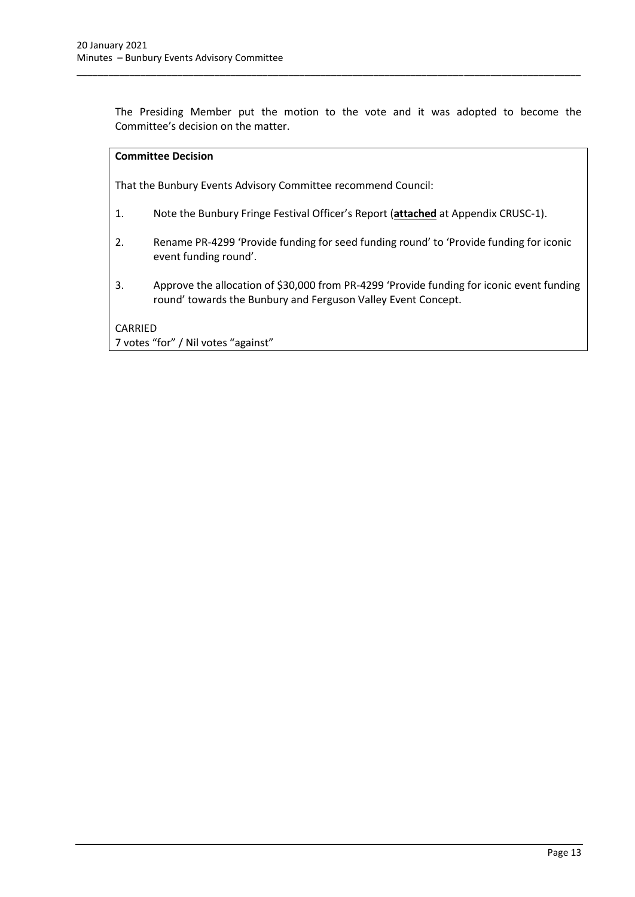The Presiding Member put the motion to the vote and it was adopted to become the Committee's decision on the matter.

**Committee Decision**

That the Bunbury Events Advisory Committee recommend Council:

1. Note the Bunbury Fringe Festival Officer's Report (**attached** at Appendix CRUSC-1).
2. Rename PR-4299 'Provide funding for seed funding round' to 'Provide funding for iconic event funding round'.
3. Approve the allocation of $30,000 from PR-4299 'Provide funding for iconic event funding round' towards the Bunbury and Ferguson Valley Event Concept.

CARRIED
7 votes "for" / Nil votes "against"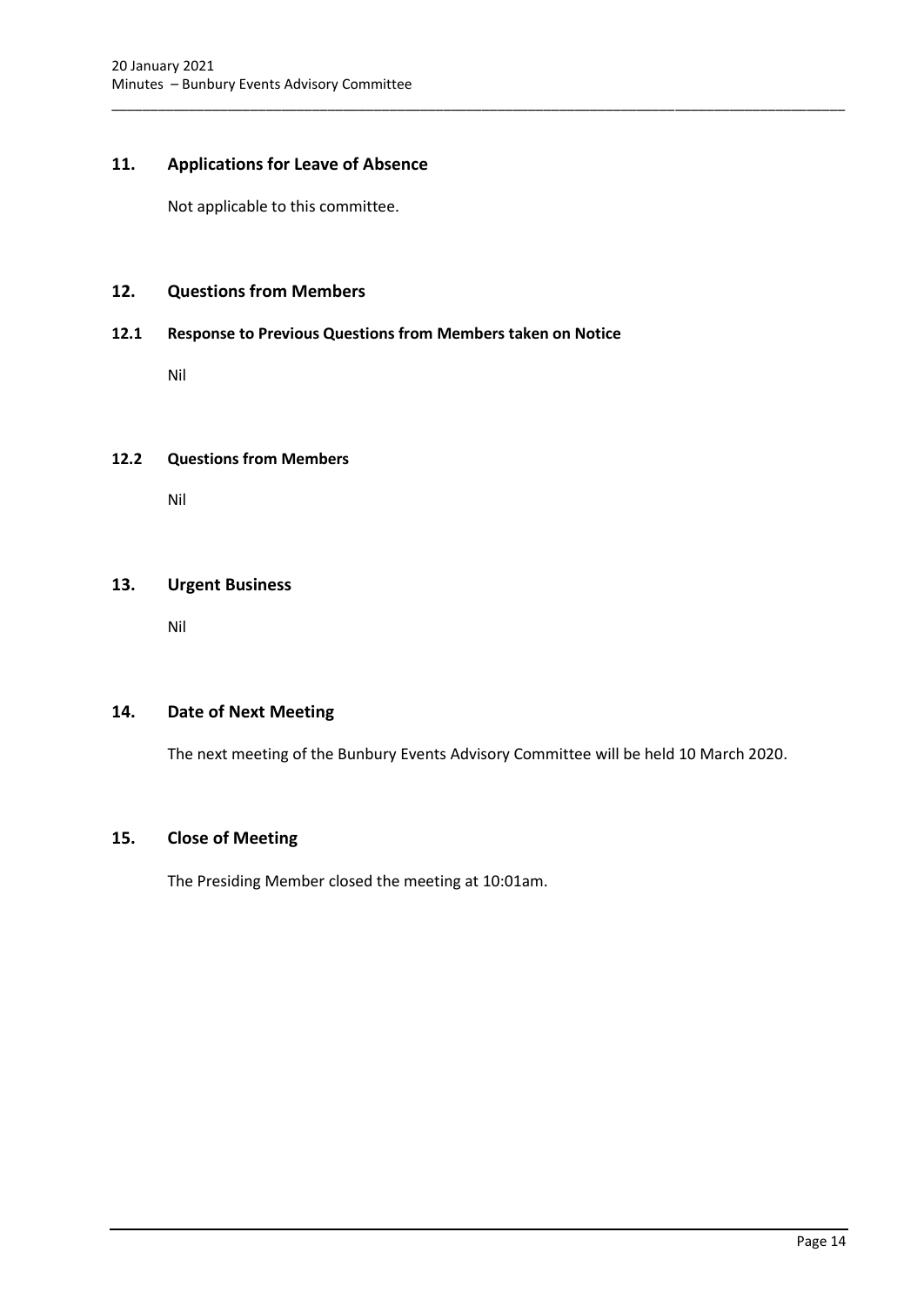## 11. Applications for Leave of Absence

Not applicable to this committee.

## 12. Questions from Members

### 12.1 Response to Previous Questions from Members taken on Notice

Nil

### 12.2 Questions from Members

Nil

## 13. Urgent Business

Nil

## 14. Date of Next Meeting

The next meeting of the Bunbury Events Advisory Committee will be held 10 March 2020.

## 15. Close of Meeting

The Presiding Member closed the meeting at 10:01am.